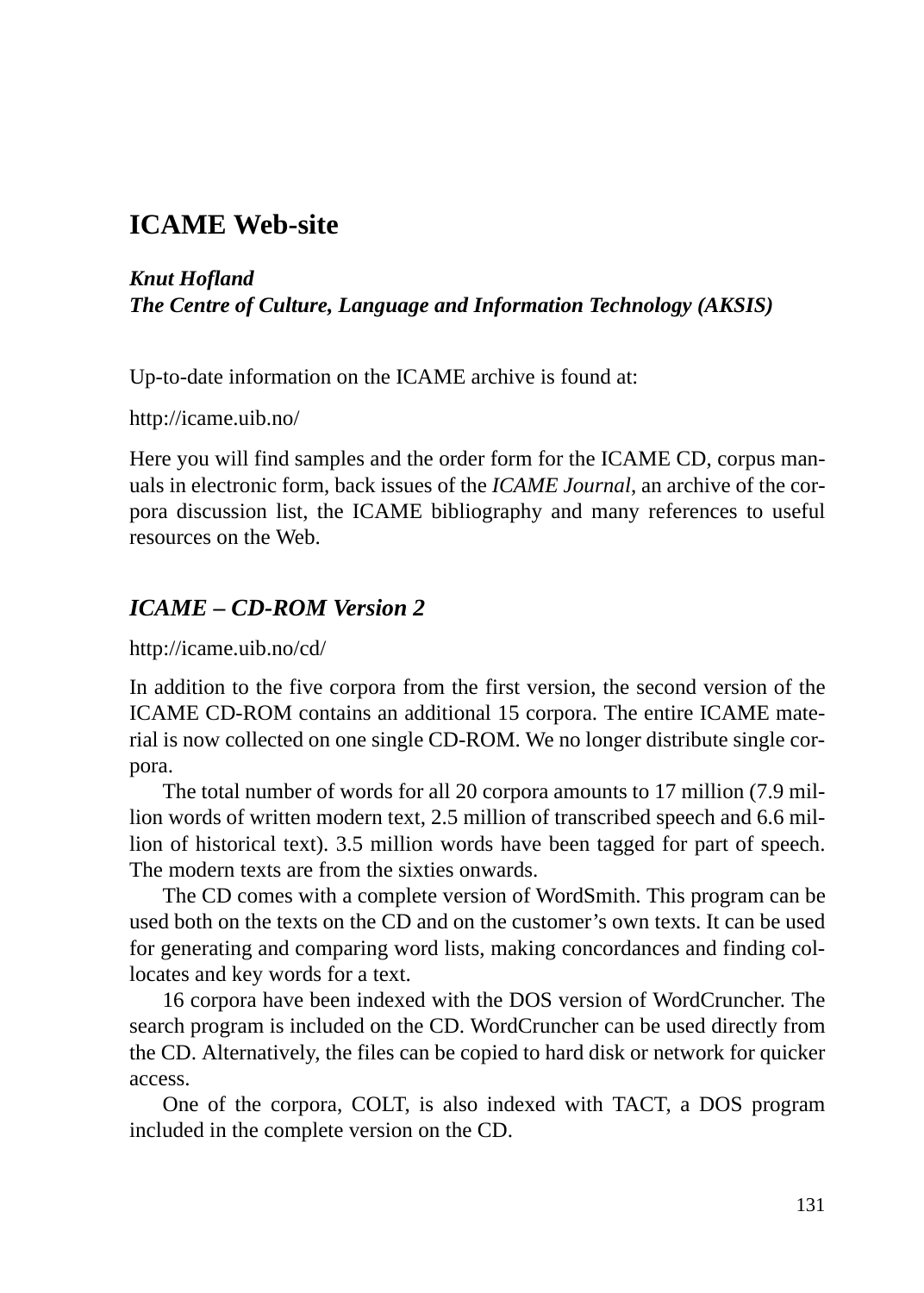# ICAME Web-site

***Knut Hofland***
***The Centre of Culture, Language and Information Technology (AKSIS)***

Up-to-date information on the ICAME archive is found at:

http://icame.uib.no/

Here you will find samples and the order form for the ICAME CD, corpus manuals in electronic form, back issues of the *ICAME Journal*, an archive of the corpora discussion list, the ICAME bibliography and many references to useful resources on the Web.

## *ICAME – CD-ROM Version 2*

http://icame.uib.no/cd/

In addition to the five corpora from the first version, the second version of the ICAME CD-ROM contains an additional 15 corpora. The entire ICAME material is now collected on one single CD-ROM. We no longer distribute single corpora.

The total number of words for all 20 corpora amounts to 17 million (7.9 million words of written modern text, 2.5 million of transcribed speech and 6.6 million of historical text). 3.5 million words have been tagged for part of speech. The modern texts are from the sixties onwards.

The CD comes with a complete version of WordSmith. This program can be used both on the texts on the CD and on the customer's own texts. It can be used for generating and comparing word lists, making concordances and finding collocates and key words for a text.

16 corpora have been indexed with the DOS version of WordCruncher. The search program is included on the CD. WordCruncher can be used directly from the CD. Alternatively, the files can be copied to hard disk or network for quicker access.

One of the corpora, COLT, is also indexed with TACT, a DOS program included in the complete version on the CD.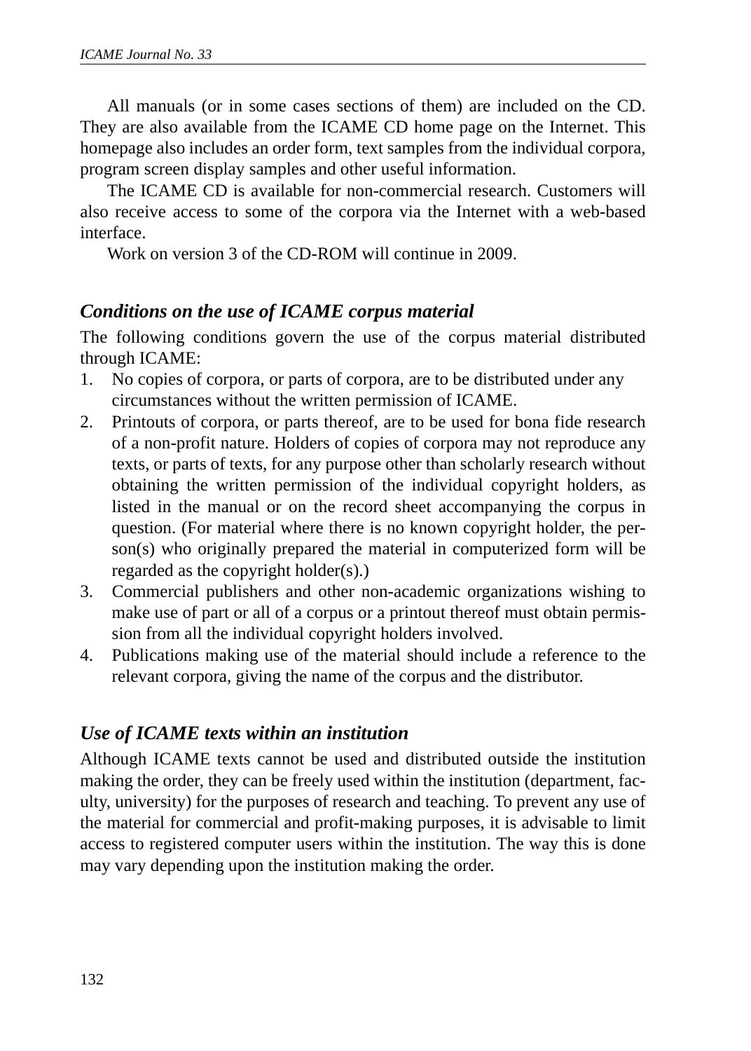All manuals (or in some cases sections of them) are included on the CD. They are also available from the ICAME CD home page on the Internet. This homepage also includes an order form, text samples from the individual corpora, program screen display samples and other useful information.

The ICAME CD is available for non-commercial research. Customers will also receive access to some of the corpora via the Internet with a web-based interface.

Work on version 3 of the CD-ROM will continue in 2009.

## *Conditions on the use of ICAME corpus material*

The following conditions govern the use of the corpus material distributed through ICAME:

1. No copies of corpora, or parts of corpora, are to be distributed under any circumstances without the written permission of ICAME.
2. Printouts of corpora, or parts thereof, are to be used for bona fide research of a non-profit nature. Holders of copies of corpora may not reproduce any texts, or parts of texts, for any purpose other than scholarly research without obtaining the written permission of the individual copyright holders, as listed in the manual or on the record sheet accompanying the corpus in question. (For material where there is no known copyright holder, the person(s) who originally prepared the material in computerized form will be regarded as the copyright holder(s).)
3. Commercial publishers and other non-academic organizations wishing to make use of part or all of a corpus or a printout thereof must obtain permission from all the individual copyright holders involved.
4. Publications making use of the material should include a reference to the relevant corpora, giving the name of the corpus and the distributor.

## *Use of ICAME texts within an institution*

Although ICAME texts cannot be used and distributed outside the institution making the order, they can be freely used within the institution (department, faculty, university) for the purposes of research and teaching. To prevent any use of the material for commercial and profit-making purposes, it is advisable to limit access to registered computer users within the institution. The way this is done may vary depending upon the institution making the order.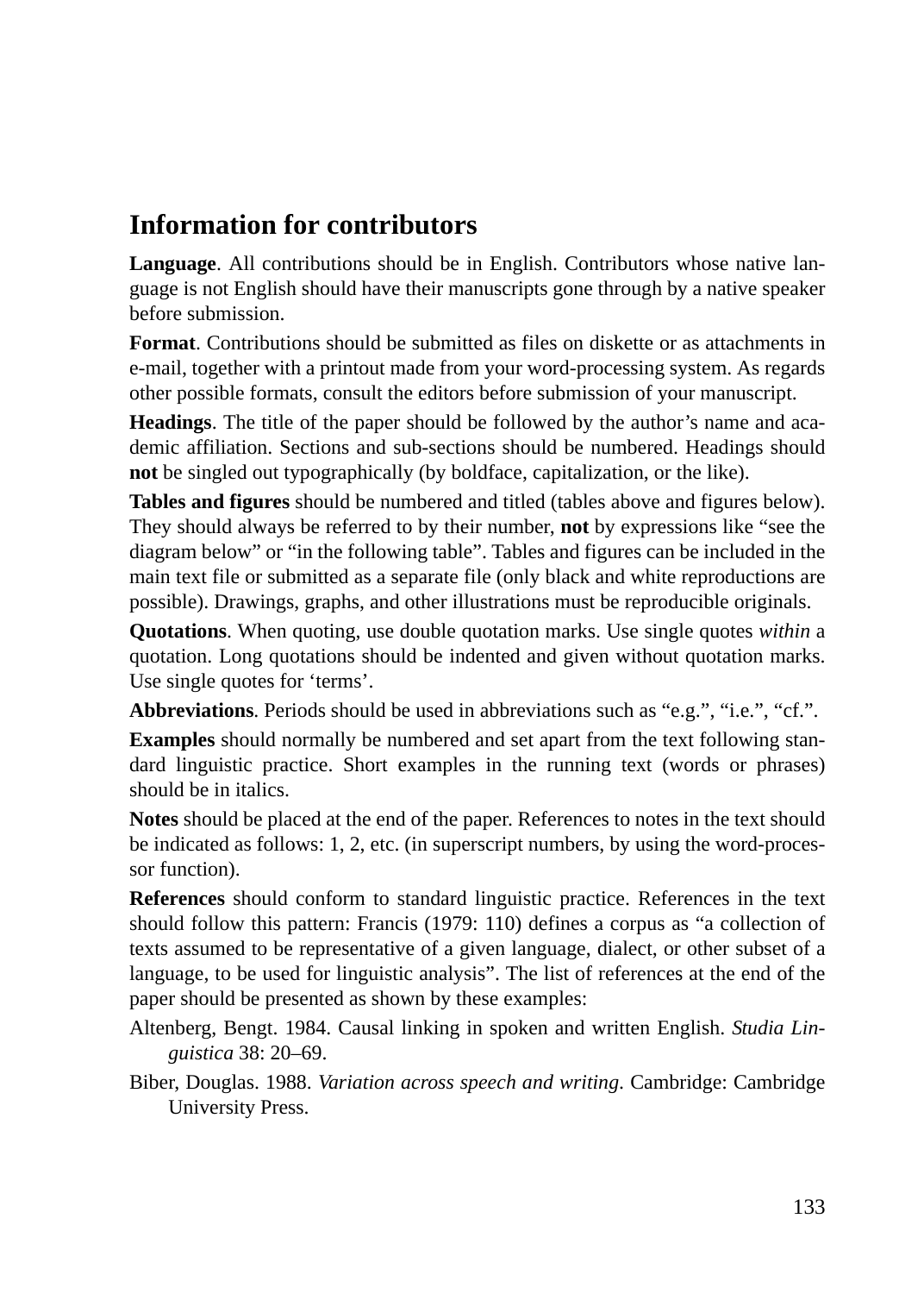## Information for contributors

**Language**. All contributions should be in English. Contributors whose native language is not English should have their manuscripts gone through by a native speaker before submission.

**Format**. Contributions should be submitted as files on diskette or as attachments in e-mail, together with a printout made from your word-processing system. As regards other possible formats, consult the editors before submission of your manuscript.

**Headings**. The title of the paper should be followed by the author's name and academic affiliation. Sections and sub-sections should be numbered. Headings should **not** be singled out typographically (by boldface, capitalization, or the like).

**Tables and figures** should be numbered and titled (tables above and figures below). They should always be referred to by their number, **not** by expressions like "see the diagram below" or "in the following table". Tables and figures can be included in the main text file or submitted as a separate file (only black and white reproductions are possible). Drawings, graphs, and other illustrations must be reproducible originals.

**Quotations**. When quoting, use double quotation marks. Use single quotes *within* a quotation. Long quotations should be indented and given without quotation marks. Use single quotes for 'terms'.

**Abbreviations**. Periods should be used in abbreviations such as "e.g.", "i.e.", "cf.".

**Examples** should normally be numbered and set apart from the text following standard linguistic practice. Short examples in the running text (words or phrases) should be in italics.

**Notes** should be placed at the end of the paper. References to notes in the text should be indicated as follows: 1, 2, etc. (in superscript numbers, by using the word-processor function).

**References** should conform to standard linguistic practice. References in the text should follow this pattern: Francis (1979: 110) defines a corpus as "a collection of texts assumed to be representative of a given language, dialect, or other subset of a language, to be used for linguistic analysis". The list of references at the end of the paper should be presented as shown by these examples:

Altenberg, Bengt. 1984. Causal linking in spoken and written English. *Studia Linguistica* 38: 20–69.

Biber, Douglas. 1988. *Variation across speech and writing*. Cambridge: Cambridge University Press.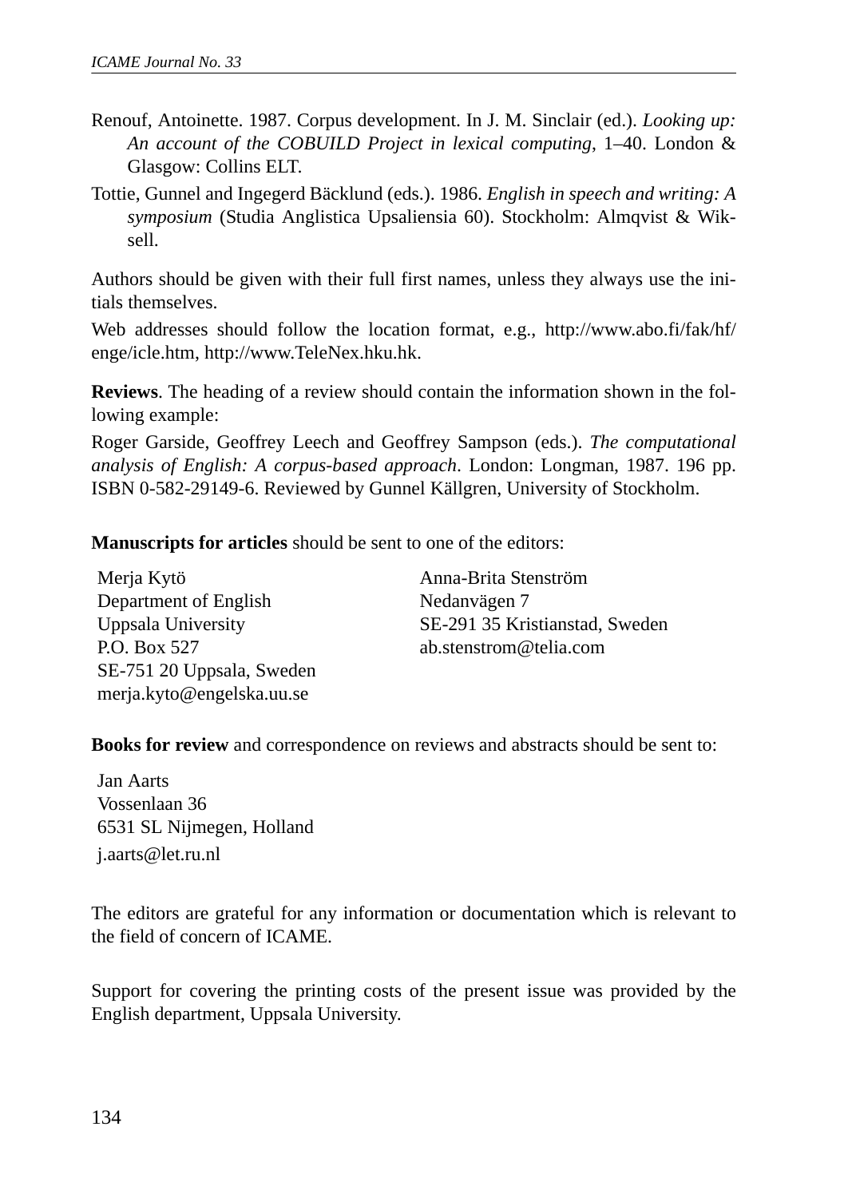Renouf, Antoinette. 1987. Corpus development. In J. M. Sinclair (ed.). *Looking up: An account of the COBUILD Project in lexical computing*, 1–40. London & Glasgow: Collins ELT.

Tottie, Gunnel and Ingegerd Bäcklund (eds.). 1986. *English in speech and writing: A symposium* (Studia Anglistica Upsaliensia 60). Stockholm: Almqvist & Wiksell.

Authors should be given with their full first names, unless they always use the initials themselves.

Web addresses should follow the location format, e.g., http://www.abo.fi/fak/hf/enge/icle.htm, http://www.TeleNex.hku.hk.

**Reviews**. The heading of a review should contain the information shown in the following example:

Roger Garside, Geoffrey Leech and Geoffrey Sampson (eds.). *The computational analysis of English: A corpus-based approach*. London: Longman, 1987. 196 pp. ISBN 0-582-29149-6. Reviewed by Gunnel Källgren, University of Stockholm.

**Manuscripts for articles** should be sent to one of the editors:

Merja Kytö
Department of English
Uppsala University
P.O. Box 527
SE-751 20 Uppsala, Sweden
merja.kyto@engelska.uu.se

Anna-Brita Stenström
Nedanvägen 7
SE-291 35 Kristianstad, Sweden
ab.stenstrom@telia.com

**Books for review** and correspondence on reviews and abstracts should be sent to:

Jan Aarts
Vossenlaan 36
6531 SL Nijmegen, Holland
j.aarts@let.ru.nl

The editors are grateful for any information or documentation which is relevant to the field of concern of ICAME.

Support for covering the printing costs of the present issue was provided by the English department, Uppsala University.